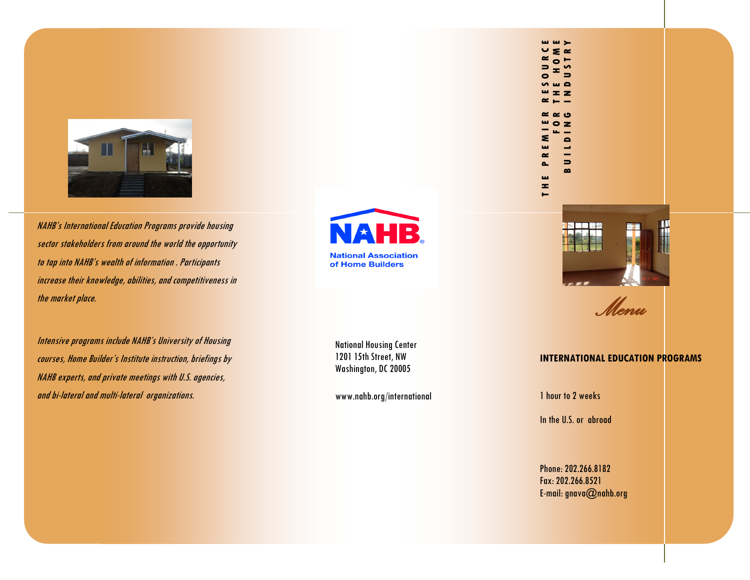*NAHB's International Education Programs provide housing sector stakeholders from around the world the opportunity to tap into NAHB's wealth of information . Participants increase their knowledge, abilities, and competitiveness in the market place.*

*Intensive programs include NAHB's University of Housing courses, Home Builder's Institute instruction, briefings by NAHB experts, and private meetings with U.S. agencies, and bi-lateral and multi-lateral organizations.*

**NAHB**

National Association of Home Builders

National Housing Center
1201 15th Street, NW
Washington, DC 20005

www.nahb.org/international

**THE PREMIER RESOURCE FOR THE HOME BUILDING INDUSTRY**

*Menu*

**INTERNATIONAL EDUCATION PROGRAMS**

1 hour to 2 weeks

In the U.S. or abroad

Phone: 202.266.8182
Fax: 202.266.8521
E-mail: gnava@nahb.org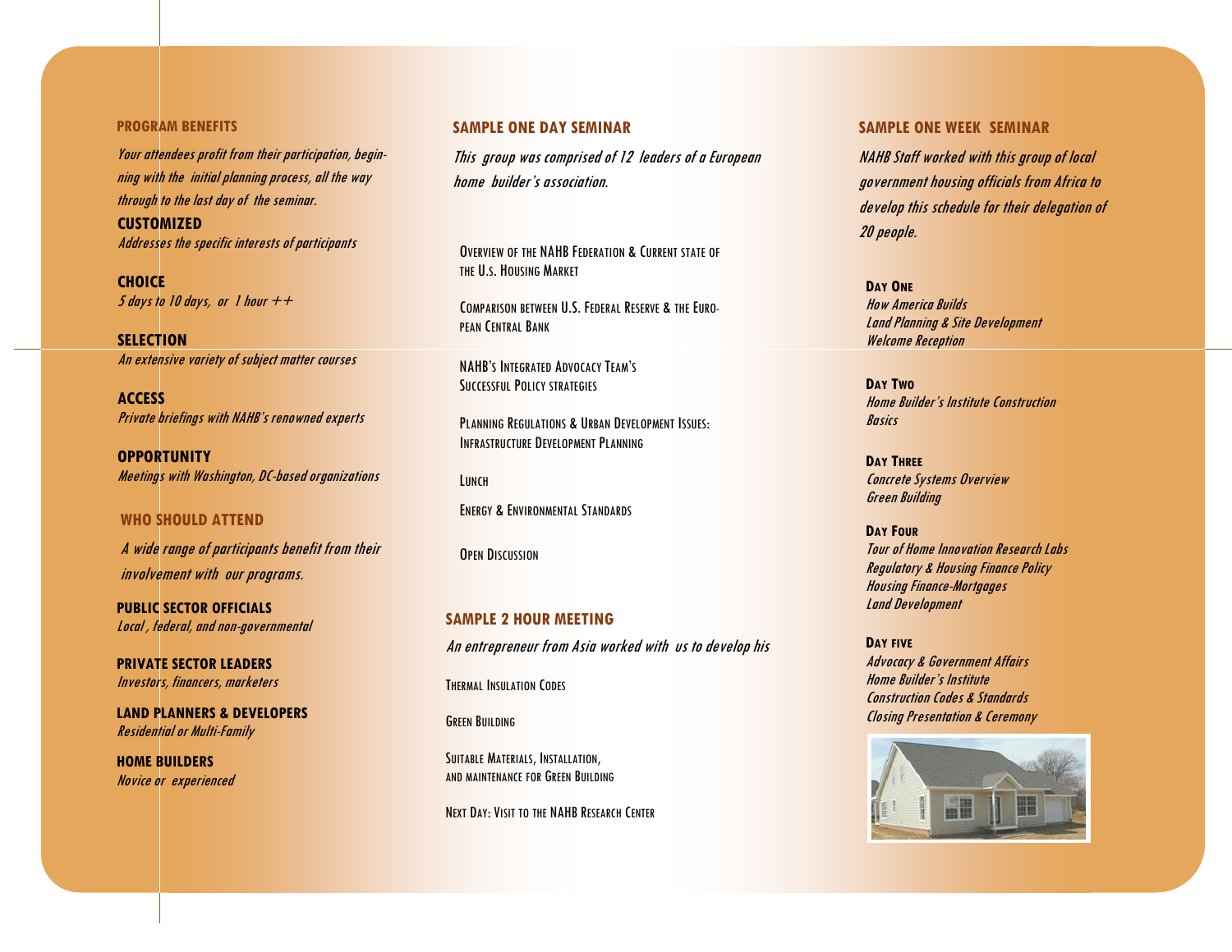## PROGRAM BENEFITS

*Your attendees profit from their participation, beginning with the initial planning process, all the way through to the last day of the seminar.*

**CUSTOMIZED**
*Addresses the specific interests of participants*

**CHOICE**
*5 days to 10 days, or 1 hour ++*

**SELECTION**
*An extensive variety of subject matter courses*

**ACCESS**
*Private briefings with NAHB's renowned experts*

**OPPORTUNITY**
*Meetings with Washington, DC-based organizations*

## WHO SHOULD ATTEND

*A wide range of participants benefit from their involvement with our programs.*

**PUBLIC SECTOR OFFICIALS**
*Local , federal, and non-governmental*

**PRIVATE SECTOR LEADERS**
*Investors, financers, marketers*

**LAND PLANNERS & DEVELOPERS**
*Residential or Multi-Family*

**HOME BUILDERS**
*Novice or experienced*

## SAMPLE ONE DAY SEMINAR

*This group was comprised of 12 leaders of a European home builder's association.*

Overview of the NAHB Federation & Current state of the U.S. Housing Market

Comparison between U.S. Federal Reserve & the European Central Bank

NAHB's Integrated Advocacy Team's Successful Policy strategies

Planning Regulations & Urban Development Issues: Infrastructure Development Planning

Lunch

Energy & Environmental Standards

Open Discussion

## SAMPLE 2 HOUR MEETING

*An entrepreneur from Asia worked with us to develop his*

Thermal Insulation Codes

Green Building

Suitable Materials, Installation, and maintenance for Green Building

Next Day: Visit to the NAHB Research Center

## SAMPLE ONE WEEK SEMINAR

*NAHB Staff worked with this group of local government housing officials from Africa to develop this schedule for their delegation of 20 people.*

**Day One**
*How America Builds*
*Land Planning & Site Development*
*Welcome Reception*

**Day Two**
*Home Builder's Institute Construction Basics*

**Day Three**
*Concrete Systems Overview*
*Green Building*

**Day Four**
*Tour of Home Innovation Research Labs*
*Regulatory & Housing Finance Policy*
*Housing Finance-Mortgages*
*Land Development*

**Day five**
*Advocacy & Government Affairs*
*Home Builder's Institute*
*Construction Codes & Standards*
*Closing Presentation & Ceremony*